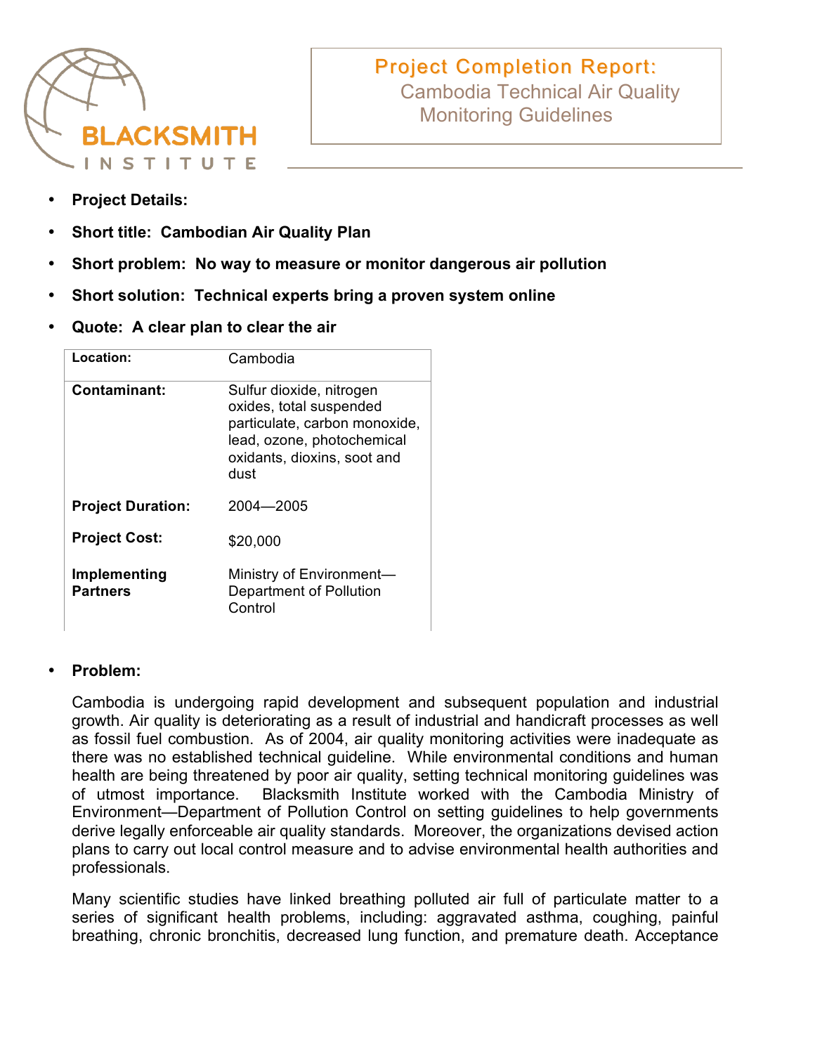# Project Completion Report: Cambodia Technical Air Quality Monitoring Guidelines

- **Project Details:**
- **Short title: Cambodian Air Quality Plan**
- **Short problem: No way to measure or monitor dangerous air pollution**
- **Short solution: Technical experts bring a proven system online**
- **Quote: A clear plan to clear the air**

| | |
|---|---|
| **Location:** | Cambodia |
| **Contaminant:** | Sulfur dioxide, nitrogen oxides, total suspended particulate, carbon monoxide, lead, ozone, photochemical oxidants, dioxins, soot and dust |
| **Project Duration:** | 2004—2005 |
| **Project Cost:** | $20,000 |
| **Implementing Partners** | Ministry of Environment—Department of Pollution Control |

- **Problem:**

Cambodia is undergoing rapid development and subsequent population and industrial growth. Air quality is deteriorating as a result of industrial and handicraft processes as well as fossil fuel combustion. As of 2004, air quality monitoring activities were inadequate as there was no established technical guideline. While environmental conditions and human health are being threatened by poor air quality, setting technical monitoring guidelines was of utmost importance. Blacksmith Institute worked with the Cambodia Ministry of Environment—Department of Pollution Control on setting guidelines to help governments derive legally enforceable air quality standards. Moreover, the organizations devised action plans to carry out local control measure and to advise environmental health authorities and professionals.

Many scientific studies have linked breathing polluted air full of particulate matter to a series of significant health problems, including: aggravated asthma, coughing, painful breathing, chronic bronchitis, decreased lung function, and premature death. Acceptance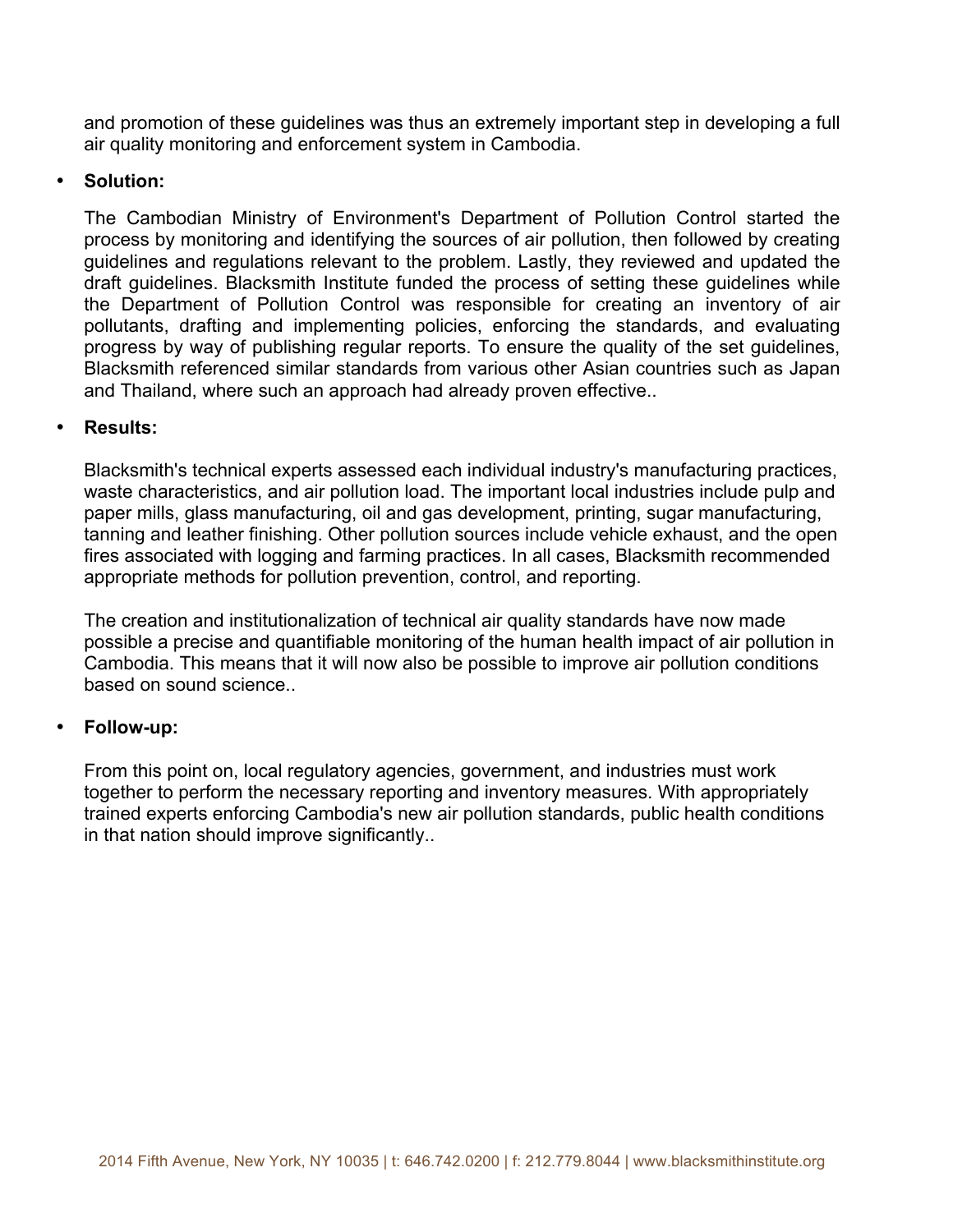and promotion of these guidelines was thus an extremely important step in developing a full air quality monitoring and enforcement system in Cambodia.

- **Solution:**

  The Cambodian Ministry of Environment's Department of Pollution Control started the process by monitoring and identifying the sources of air pollution, then followed by creating guidelines and regulations relevant to the problem. Lastly, they reviewed and updated the draft guidelines. Blacksmith Institute funded the process of setting these guidelines while the Department of Pollution Control was responsible for creating an inventory of air pollutants, drafting and implementing policies, enforcing the standards, and evaluating progress by way of publishing regular reports. To ensure the quality of the set guidelines, Blacksmith referenced similar standards from various other Asian countries such as Japan and Thailand, where such an approach had already proven effective..

- **Results:**

  Blacksmith's technical experts assessed each individual industry's manufacturing practices, waste characteristics, and air pollution load. The important local industries include pulp and paper mills, glass manufacturing, oil and gas development, printing, sugar manufacturing, tanning and leather finishing. Other pollution sources include vehicle exhaust, and the open fires associated with logging and farming practices. In all cases, Blacksmith recommended appropriate methods for pollution prevention, control, and reporting.

  The creation and institutionalization of technical air quality standards have now made possible a precise and quantifiable monitoring of the human health impact of air pollution in Cambodia. This means that it will now also be possible to improve air pollution conditions based on sound science..

- **Follow-up:**

  From this point on, local regulatory agencies, government, and industries must work together to perform the necessary reporting and inventory measures. With appropriately trained experts enforcing Cambodia's new air pollution standards, public health conditions in that nation should improve significantly..